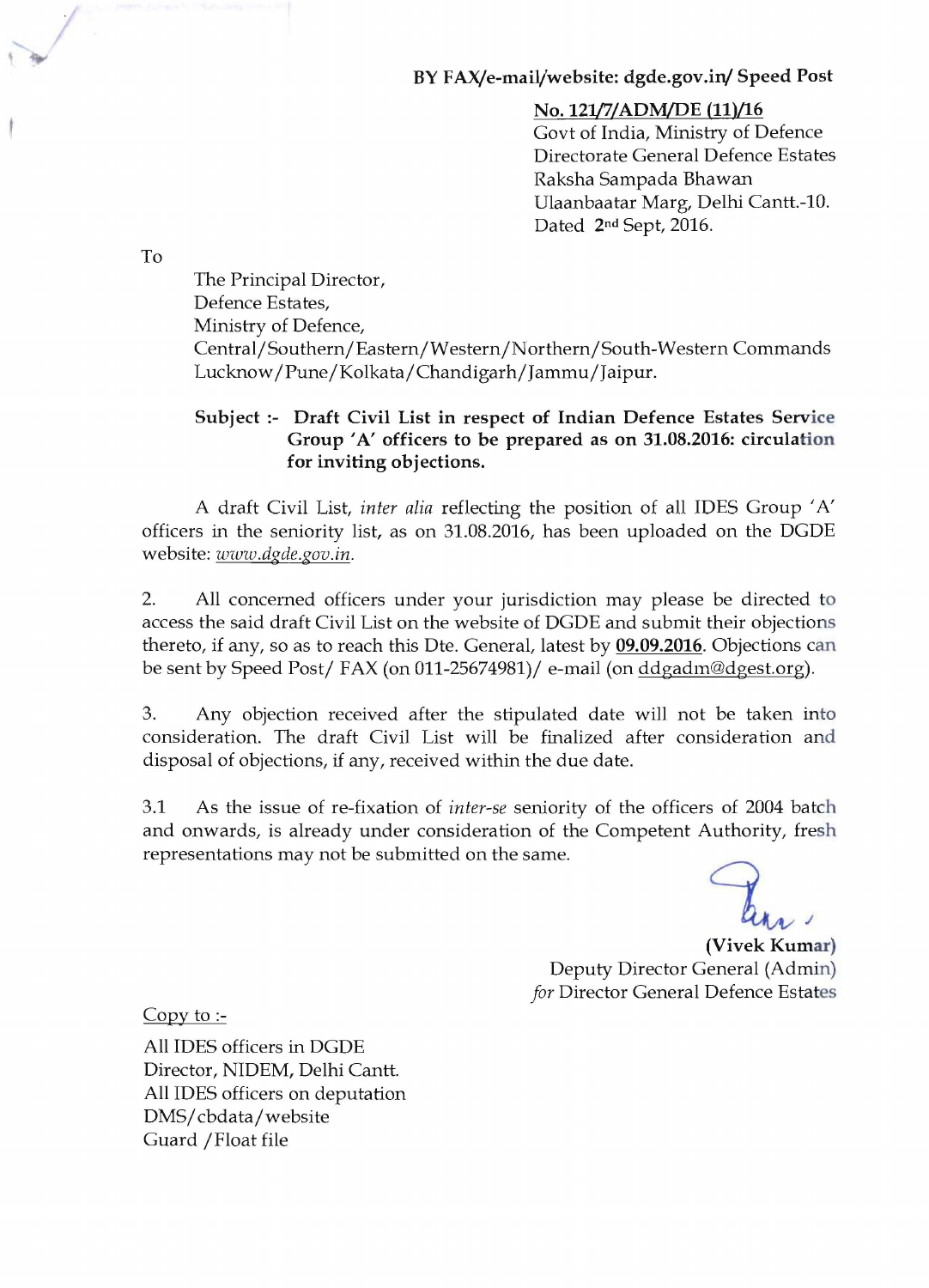**BY FAX/e-mail/website: dgde.gov.in/ Speed Post**

**No. 121/7/ADM/DE (11)/16**
Govt of India, Ministry of Defence
Directorate General Defence Estates
Raksha Sampada Bhawan
Ulaanbaatar Marg, Delhi Cantt.-10.
Dated 2nd Sept, 2016.

To

The Principal Director,
Defence Estates,
Ministry of Defence,
Central/Southern/Eastern/Western/Northern/South-Western Commands
Lucknow/Pune/Kolkata/Chandigarh/Jammu/Jaipur.

**Subject :- Draft Civil List in respect of Indian Defence Estates Service Group 'A' officers to be prepared as on 31.08.2016: circulation for inviting objections.**

A draft Civil List, *inter alia* reflecting the position of all IDES Group 'A' officers in the seniority list, as on 31.08.2016, has been uploaded on the DGDE website: *www.dgde.gov.in*.

2. All concerned officers under your jurisdiction may please be directed to access the said draft Civil List on the website of DGDE and submit their objections thereto, if any, so as to reach this Dte. General, latest by **09.09.2016**. Objections can be sent by Speed Post/ FAX (on 011-25674981)/ e-mail (on ddgadm@dgest.org).

3. Any objection received after the stipulated date will not be taken into consideration. The draft Civil List will be finalized after consideration and disposal of objections, if any, received within the due date.

3.1 As the issue of re-fixation of *inter-se* seniority of the officers of 2004 batch and onwards, is already under consideration of the Competent Authority, fresh representations may not be submitted on the same.

**(Vivek Kumar)**
Deputy Director General (Admin)
*for* Director General Defence Estates

Copy to :-

All IDES officers in DGDE
Director, NIDEM, Delhi Cantt.
All IDES officers on deputation
DMS/cbdata/website
Guard /Float file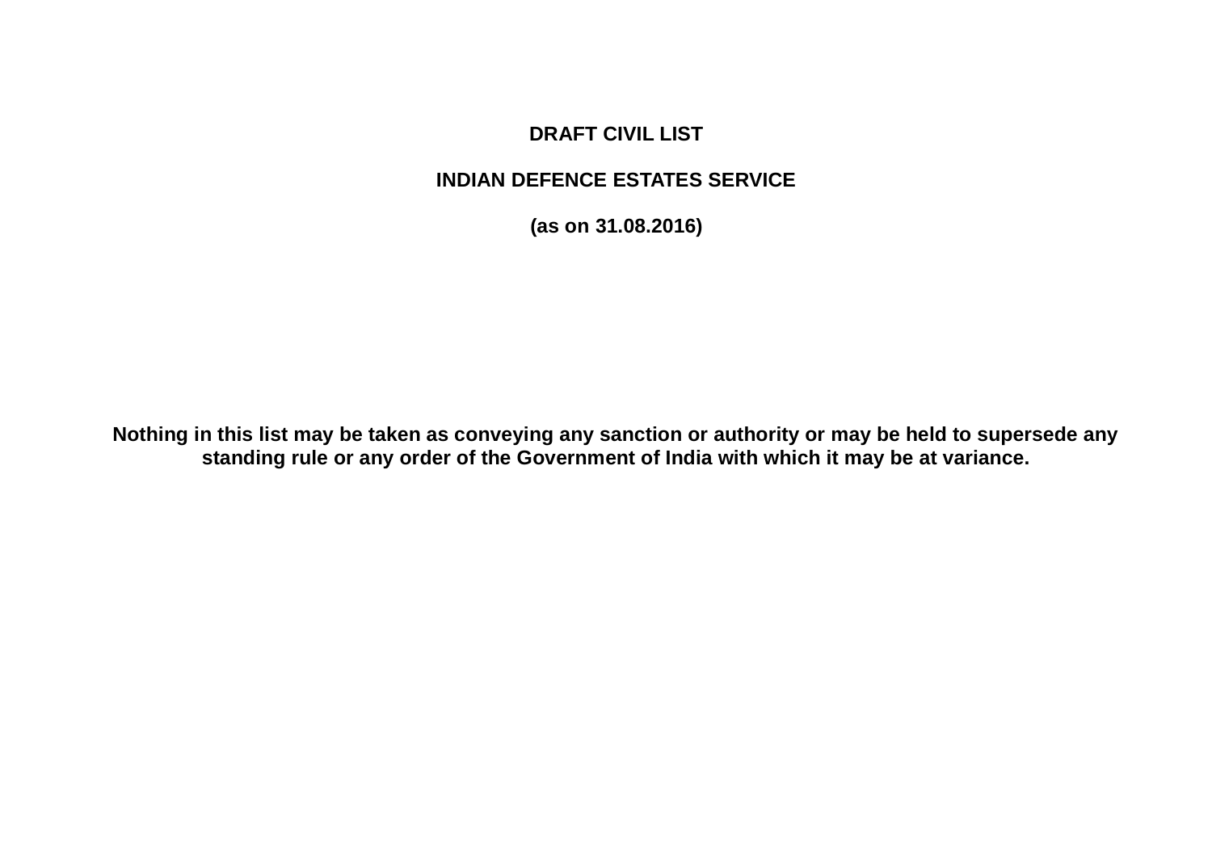# DRAFT CIVIL LIST

# INDIAN DEFENCE ESTATES SERVICE

# (as on 31.08.2016)

**Nothing in this list may be taken as conveying any sanction or authority or may be held to supersede any standing rule or any order of the Government of India with which it may be at variance.**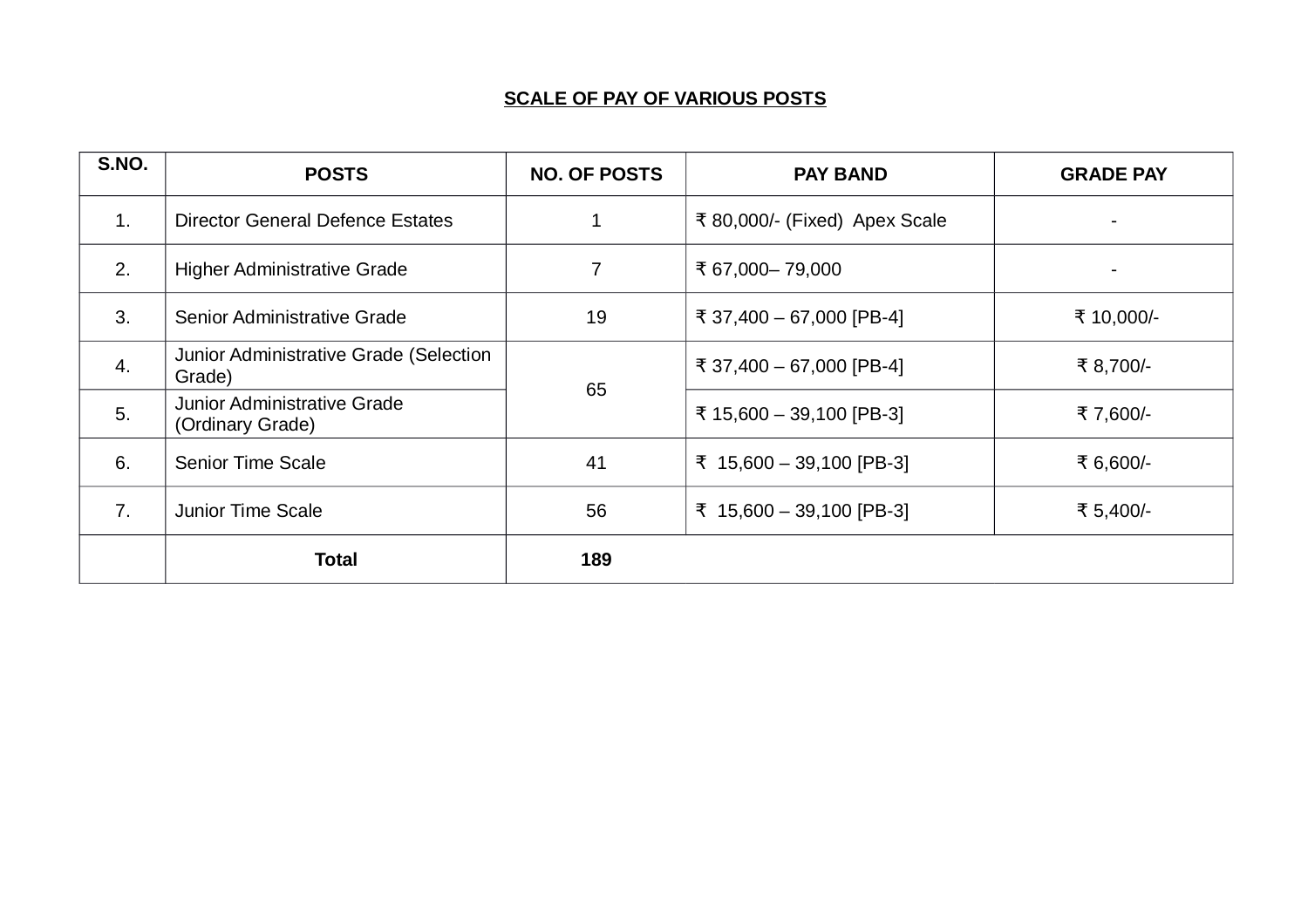**SCALE OF PAY OF VARIOUS POSTS**

| S.NO. | POSTS | NO. OF POSTS | PAY BAND | GRADE PAY |
|---|---|---|---|---|
| 1. | Director General Defence Estates | 1 | ₹ 80,000/- (Fixed) Apex Scale | - |
| 2. | Higher Administrative Grade | 7 | ₹ 67,000– 79,000 | - |
| 3. | Senior Administrative Grade | 19 | ₹ 37,400 – 67,000 [PB-4] | ₹ 10,000/- |
| 4. | Junior Administrative Grade (Selection Grade) | 65 | ₹ 37,400 – 67,000 [PB-4] | ₹ 8,700/- |
| 5. | Junior Administrative Grade (Ordinary Grade) | | ₹ 15,600 – 39,100 [PB-3] | ₹ 7,600/- |
| 6. | Senior Time Scale | 41 | ₹ 15,600 – 39,100 [PB-3] | ₹ 6,600/- |
| 7. | Junior Time Scale | 56 | ₹ 15,600 – 39,100 [PB-3] | ₹ 5,400/- |
| | **Total** | **189** | | |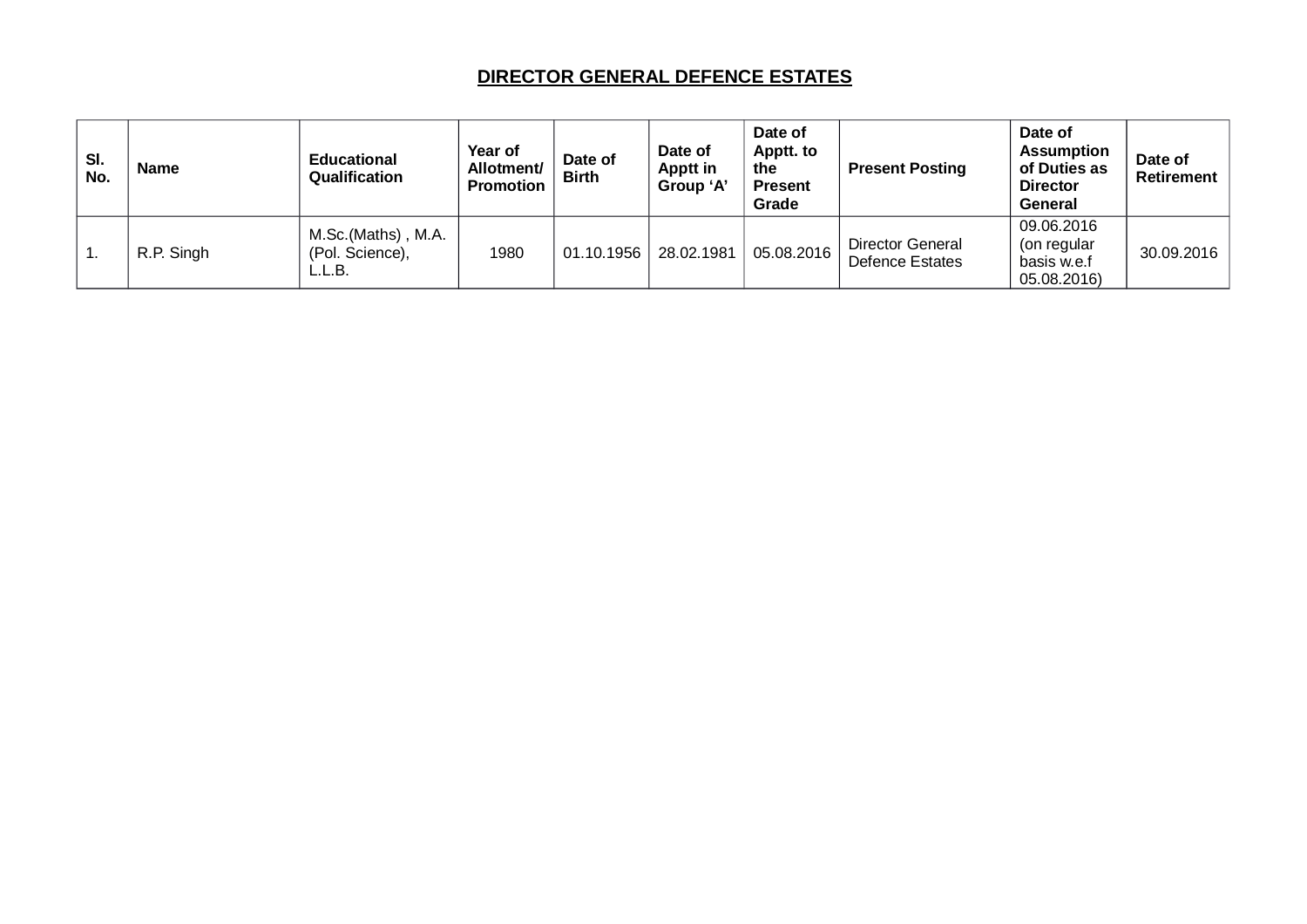## DIRECTOR GENERAL DEFENCE ESTATES

| Sl. No. | Name | Educational Qualification | Year of Allotment/ Promotion | Date of Birth | Date of Apptt in Group 'A' | Date of Apptt. to the Present Grade | Present Posting | Date of Assumption of Duties as Director General | Date of Retirement |
|---|---|---|---|---|---|---|---|---|---|
| 1. | R.P. Singh | M.Sc.(Maths) , M.A. (Pol. Science), L.L.B. | 1980 | 01.10.1956 | 28.02.1981 | 05.08.2016 | Director General Defence Estates | 09.06.2016 (on regular basis w.e.f 05.08.2016) | 30.09.2016 |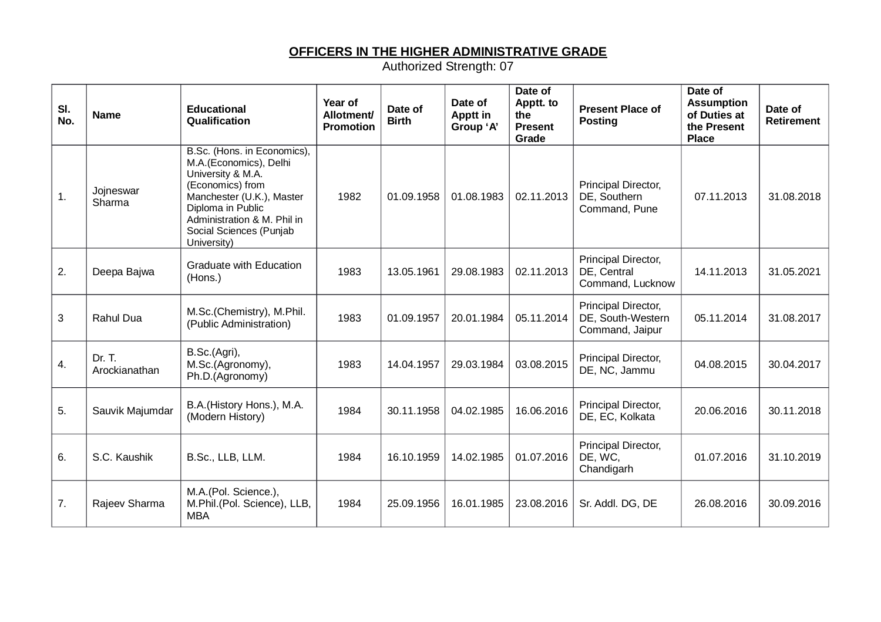**OFFICERS IN THE HIGHER ADMINISTRATIVE GRADE**

Authorized Strength: 07

| Sl. No. | Name | Educational Qualification | Year of Allotment/ Promotion | Date of Birth | Date of Apptt in Group 'A' | Date of Apptt. to the Present Grade | Present Place of Posting | Date of Assumption of Duties at the Present Place | Date of Retirement |
|---|---|---|---|---|---|---|---|---|---|
| 1. | Jojneswar Sharma | B.Sc. (Hons. in Economics), M.A.(Economics), Delhi University & M.A. (Economics) from Manchester (U.K.), Master Diploma in Public Administration & M. Phil in Social Sciences (Punjab University) | 1982 | 01.09.1958 | 01.08.1983 | 02.11.2013 | Principal Director, DE, Southern Command, Pune | 07.11.2013 | 31.08.2018 |
| 2. | Deepa Bajwa | Graduate with Education (Hons.) | 1983 | 13.05.1961 | 29.08.1983 | 02.11.2013 | Principal Director, DE, Central Command, Lucknow | 14.11.2013 | 31.05.2021 |
| 3 | Rahul Dua | M.Sc.(Chemistry), M.Phil.(Public Administration) | 1983 | 01.09.1957 | 20.01.1984 | 05.11.2014 | Principal Director, DE, South-Western Command, Jaipur | 05.11.2014 | 31.08.2017 |
| 4. | Dr. T. Arockianathan | B.Sc.(Agri), M.Sc.(Agronomy), Ph.D.(Agronomy) | 1983 | 14.04.1957 | 29.03.1984 | 03.08.2015 | Principal Director, DE, NC, Jammu | 04.08.2015 | 30.04.2017 |
| 5. | Sauvik Majumdar | B.A.(History Hons.), M.A.(Modern History) | 1984 | 30.11.1958 | 04.02.1985 | 16.06.2016 | Principal Director, DE, EC, Kolkata | 20.06.2016 | 30.11.2018 |
| 6. | S.C. Kaushik | B.Sc., LLB, LLM. | 1984 | 16.10.1959 | 14.02.1985 | 01.07.2016 | Principal Director, DE, WC, Chandigarh | 01.07.2016 | 31.10.2019 |
| 7. | Rajeev Sharma | M.A.(Pol. Science.), M.Phil.(Pol. Science), LLB, MBA | 1984 | 25.09.1956 | 16.01.1985 | 23.08.2016 | Sr. Addl. DG, DE | 26.08.2016 | 30.09.2016 |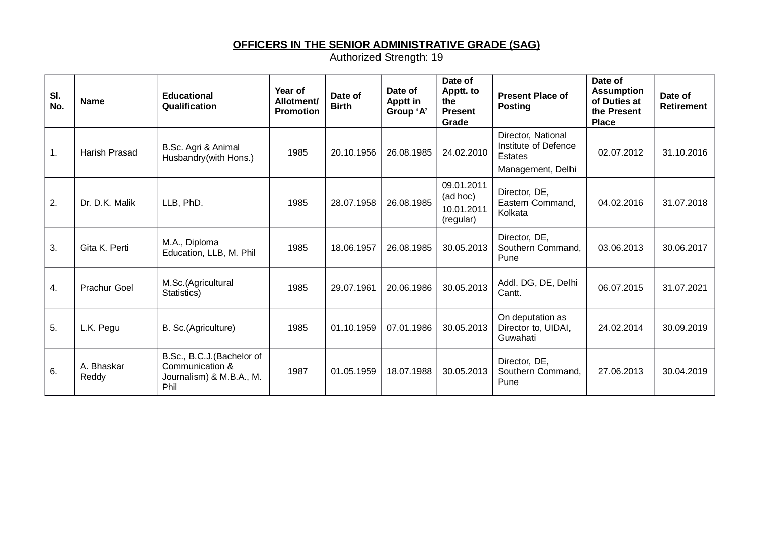**OFFICERS IN THE SENIOR ADMINISTRATIVE GRADE (SAG)**

Authorized Strength: 19

| Sl. No. | Name | Educational Qualification | Year of Allotment/ Promotion | Date of Birth | Date of Apptt in Group 'A' | Date of Apptt. to the Present Grade | Present Place of Posting | Date of Assumption of Duties at the Present Place | Date of Retirement |
|---|---|---|---|---|---|---|---|---|---|
| 1. | Harish Prasad | B.Sc. Agri & Animal Husbandry(with Hons.) | 1985 | 20.10.1956 | 26.08.1985 | 24.02.2010 | Director, National Institute of Defence Estates Management, Delhi | 02.07.2012 | 31.10.2016 |
| 2. | Dr. D.K. Malik | LLB, PhD. | 1985 | 28.07.1958 | 26.08.1985 | 09.01.2011 (ad hoc) 10.01.2011 (regular) | Director, DE, Eastern Command, Kolkata | 04.02.2016 | 31.07.2018 |
| 3. | Gita K. Perti | M.A., Diploma Education, LLB, M. Phil | 1985 | 18.06.1957 | 26.08.1985 | 30.05.2013 | Director, DE, Southern Command, Pune | 03.06.2013 | 30.06.2017 |
| 4. | Prachur Goel | M.Sc.(Agricultural Statistics) | 1985 | 29.07.1961 | 20.06.1986 | 30.05.2013 | Addl. DG, DE, Delhi Cantt. | 06.07.2015 | 31.07.2021 |
| 5. | L.K. Pegu | B. Sc.(Agriculture) | 1985 | 01.10.1959 | 07.01.1986 | 30.05.2013 | On deputation as Director to, UIDAI, Guwahati | 24.02.2014 | 30.09.2019 |
| 6. | A. Bhaskar Reddy | B.Sc., B.C.J.(Bachelor of Communication & Journalism) & M.B.A., M. Phil | 1987 | 01.05.1959 | 18.07.1988 | 30.05.2013 | Director, DE, Southern Command, Pune | 27.06.2013 | 30.04.2019 |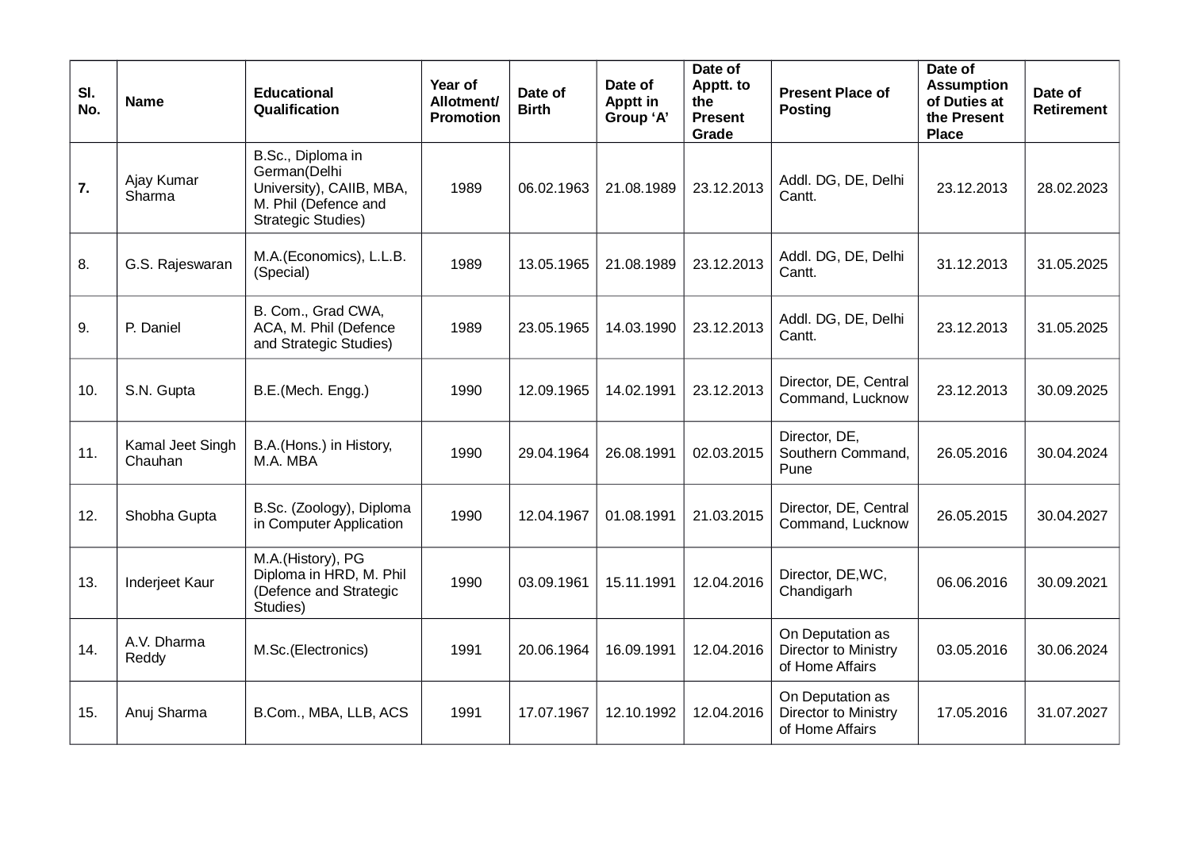| Sl. No. | Name | Educational Qualification | Year of Allotment/ Promotion | Date of Birth | Date of Apptt in Group 'A' | Date of Apptt. to the Present Grade | Present Place of Posting | Date of Assumption of Duties at the Present Place | Date of Retirement |
|---|---|---|---|---|---|---|---|---|---|
| **7.** | Ajay Kumar Sharma | B.Sc., Diploma in German(Delhi University), CAIIB, MBA, M. Phil (Defence and Strategic Studies) | 1989 | 06.02.1963 | 21.08.1989 | 23.12.2013 | Addl. DG, DE, Delhi Cantt. | 23.12.2013 | 28.02.2023 |
| 8. | G.S. Rajeswaran | M.A.(Economics), L.L.B. (Special) | 1989 | 13.05.1965 | 21.08.1989 | 23.12.2013 | Addl. DG, DE, Delhi Cantt. | 31.12.2013 | 31.05.2025 |
| 9. | P. Daniel | B. Com., Grad CWA, ACA, M. Phil (Defence and Strategic Studies) | 1989 | 23.05.1965 | 14.03.1990 | 23.12.2013 | Addl. DG, DE, Delhi Cantt. | 23.12.2013 | 31.05.2025 |
| 10. | S.N. Gupta | B.E.(Mech. Engg.) | 1990 | 12.09.1965 | 14.02.1991 | 23.12.2013 | Director, DE, Central Command, Lucknow | 23.12.2013 | 30.09.2025 |
| 11. | Kamal Jeet Singh Chauhan | B.A.(Hons.) in History, M.A. MBA | 1990 | 29.04.1964 | 26.08.1991 | 02.03.2015 | Director, DE, Southern Command, Pune | 26.05.2016 | 30.04.2024 |
| 12. | Shobha Gupta | B.Sc. (Zoology), Diploma in Computer Application | 1990 | 12.04.1967 | 01.08.1991 | 21.03.2015 | Director, DE, Central Command, Lucknow | 26.05.2015 | 30.04.2027 |
| 13. | Inderjeet Kaur | M.A.(History), PG Diploma in HRD, M. Phil (Defence and Strategic Studies) | 1990 | 03.09.1961 | 15.11.1991 | 12.04.2016 | Director, DE,WC, Chandigarh | 06.06.2016 | 30.09.2021 |
| 14. | A.V. Dharma Reddy | M.Sc.(Electronics) | 1991 | 20.06.1964 | 16.09.1991 | 12.04.2016 | On Deputation as Director to Ministry of Home Affairs | 03.05.2016 | 30.06.2024 |
| 15. | Anuj Sharma | B.Com., MBA, LLB, ACS | 1991 | 17.07.1967 | 12.10.1992 | 12.04.2016 | On Deputation as Director to Ministry of Home Affairs | 17.05.2016 | 31.07.2027 |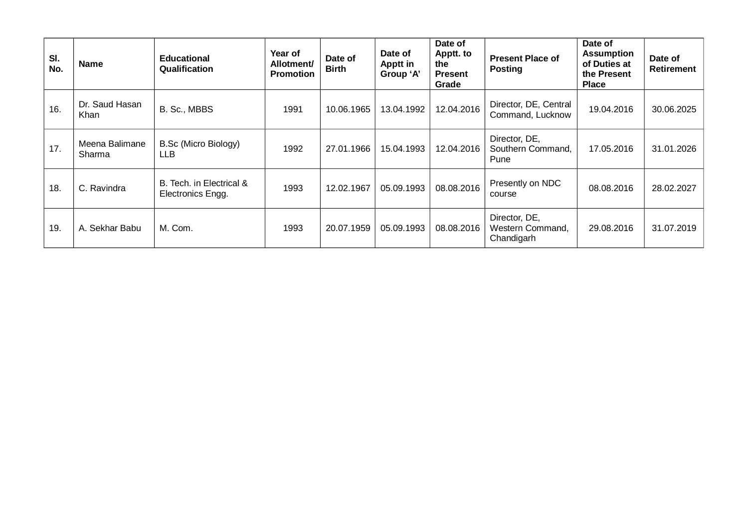| Sl. No. | Name | Educational Qualification | Year of Allotment/ Promotion | Date of Birth | Date of Apptt in Group 'A' | Date of Apptt. to the Present Grade | Present Place of Posting | Date of Assumption of Duties at the Present Place | Date of Retirement |
|---|---|---|---|---|---|---|---|---|---|
| 16. | Dr. Saud Hasan Khan | B. Sc., MBBS | 1991 | 10.06.1965 | 13.04.1992 | 12.04.2016 | Director, DE, Central Command, Lucknow | 19.04.2016 | 30.06.2025 |
| 17. | Meena Balimane Sharma | B.Sc (Micro Biology) LLB | 1992 | 27.01.1966 | 15.04.1993 | 12.04.2016 | Director, DE, Southern Command, Pune | 17.05.2016 | 31.01.2026 |
| 18. | C. Ravindra | B. Tech. in Electrical & Electronics Engg. | 1993 | 12.02.1967 | 05.09.1993 | 08.08.2016 | Presently on NDC course | 08.08.2016 | 28.02.2027 |
| 19. | A. Sekhar Babu | M. Com. | 1993 | 20.07.1959 | 05.09.1993 | 08.08.2016 | Director, DE, Western Command, Chandigarh | 29.08.2016 | 31.07.2019 |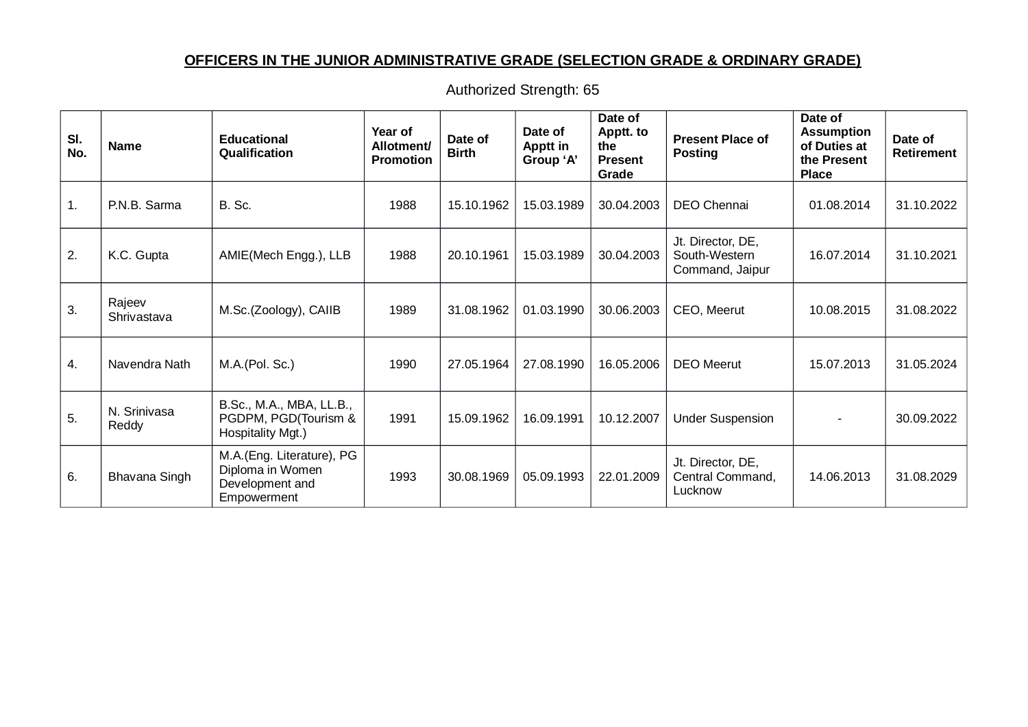**OFFICERS IN THE JUNIOR ADMINISTRATIVE GRADE (SELECTION GRADE & ORDINARY GRADE)**

Authorized Strength: 65

| Sl. No. | Name | Educational Qualification | Year of Allotment/ Promotion | Date of Birth | Date of Apptt in Group 'A' | Date of Apptt. to the Present Grade | Present Place of Posting | Date of Assumption of Duties at the Present Place | Date of Retirement |
|---|---|---|---|---|---|---|---|---|---|
| 1. | P.N.B. Sarma | B. Sc. | 1988 | 15.10.1962 | 15.03.1989 | 30.04.2003 | DEO Chennai | 01.08.2014 | 31.10.2022 |
| 2. | K.C. Gupta | AMIE(Mech Engg.), LLB | 1988 | 20.10.1961 | 15.03.1989 | 30.04.2003 | Jt. Director, DE, South-Western Command, Jaipur | 16.07.2014 | 31.10.2021 |
| 3. | Rajeev Shrivastava | M.Sc.(Zoology), CAIIB | 1989 | 31.08.1962 | 01.03.1990 | 30.06.2003 | CEO, Meerut | 10.08.2015 | 31.08.2022 |
| 4. | Navendra Nath | M.A.(Pol. Sc.) | 1990 | 27.05.1964 | 27.08.1990 | 16.05.2006 | DEO Meerut | 15.07.2013 | 31.05.2024 |
| 5. | N. Srinivasa Reddy | B.Sc., M.A., MBA, LL.B., PGDPM, PGD(Tourism & Hospitality Mgt.) | 1991 | 15.09.1962 | 16.09.1991 | 10.12.2007 | Under Suspension | - | 30.09.2022 |
| 6. | Bhavana Singh | M.A.(Eng. Literature), PG Diploma in Women Development and Empowerment | 1993 | 30.08.1969 | 05.09.1993 | 22.01.2009 | Jt. Director, DE, Central Command, Lucknow | 14.06.2013 | 31.08.2029 |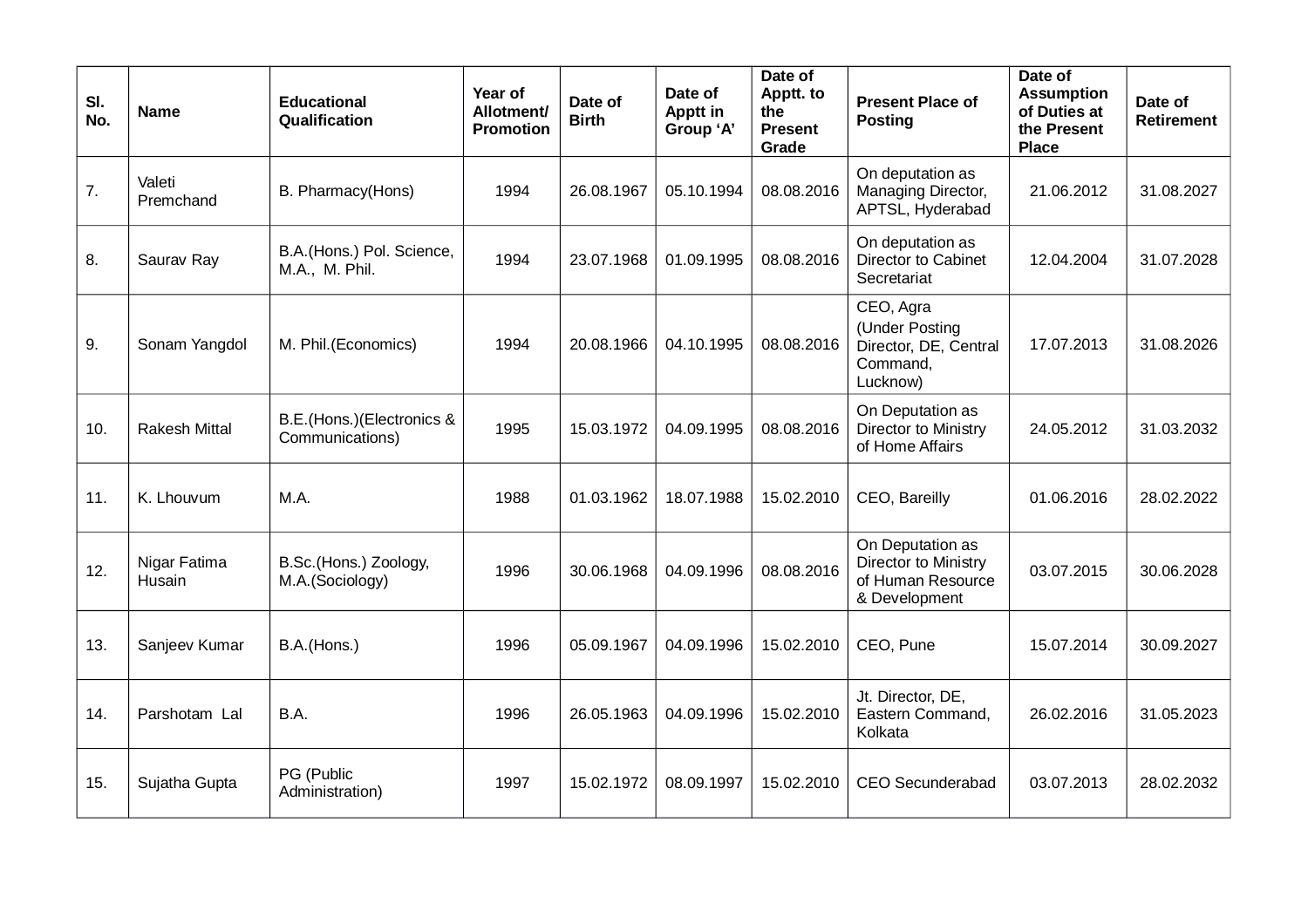| Sl. No. | Name | Educational Qualification | Year of Allotment/ Promotion | Date of Birth | Date of Apptt in Group 'A' | Date of Apptt. to the Present Grade | Present Place of Posting | Date of Assumption of Duties at the Present Place | Date of Retirement |
|---|---|---|---|---|---|---|---|---|---|
| 7. | Valeti Premchand | B. Pharmacy(Hons) | 1994 | 26.08.1967 | 05.10.1994 | 08.08.2016 | On deputation as Managing Director, APTSL, Hyderabad | 21.06.2012 | 31.08.2027 |
| 8. | Saurav Ray | B.A.(Hons.) Pol. Science, M.A., M. Phil. | 1994 | 23.07.1968 | 01.09.1995 | 08.08.2016 | On deputation as Director to Cabinet Secretariat | 12.04.2004 | 31.07.2028 |
| 9. | Sonam Yangdol | M. Phil.(Economics) | 1994 | 20.08.1966 | 04.10.1995 | 08.08.2016 | CEO, Agra (Under Posting Director, DE, Central Command, Lucknow) | 17.07.2013 | 31.08.2026 |
| 10. | Rakesh Mittal | B.E.(Hons.)(Electronics & Communications) | 1995 | 15.03.1972 | 04.09.1995 | 08.08.2016 | On Deputation as Director to Ministry of Home Affairs | 24.05.2012 | 31.03.2032 |
| 11. | K. Lhouvum | M.A. | 1988 | 01.03.1962 | 18.07.1988 | 15.02.2010 | CEO, Bareilly | 01.06.2016 | 28.02.2022 |
| 12. | Nigar Fatima Husain | B.Sc.(Hons.) Zoology, M.A.(Sociology) | 1996 | 30.06.1968 | 04.09.1996 | 08.08.2016 | On Deputation as Director to Ministry of Human Resource & Development | 03.07.2015 | 30.06.2028 |
| 13. | Sanjeev Kumar | B.A.(Hons.) | 1996 | 05.09.1967 | 04.09.1996 | 15.02.2010 | CEO, Pune | 15.07.2014 | 30.09.2027 |
| 14. | Parshotam Lal | B.A. | 1996 | 26.05.1963 | 04.09.1996 | 15.02.2010 | Jt. Director, DE, Eastern Command, Kolkata | 26.02.2016 | 31.05.2023 |
| 15. | Sujatha Gupta | PG (Public Administration) | 1997 | 15.02.1972 | 08.09.1997 | 15.02.2010 | CEO Secunderabad | 03.07.2013 | 28.02.2032 |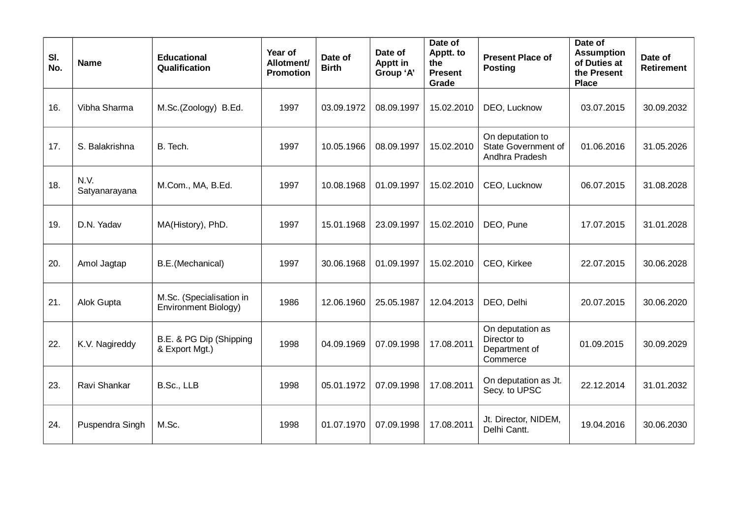| Sl. No. | Name | Educational Qualification | Year of Allotment/ Promotion | Date of Birth | Date of Apptt in Group 'A' | Date of Apptt. to the Present Grade | Present Place of Posting | Date of Assumption of Duties at the Present Place | Date of Retirement |
|---|---|---|---|---|---|---|---|---|---|
| 16. | Vibha Sharma | M.Sc.(Zoology) B.Ed. | 1997 | 03.09.1972 | 08.09.1997 | 15.02.2010 | DEO, Lucknow | 03.07.2015 | 30.09.2032 |
| 17. | S. Balakrishna | B. Tech. | 1997 | 10.05.1966 | 08.09.1997 | 15.02.2010 | On deputation to State Government of Andhra Pradesh | 01.06.2016 | 31.05.2026 |
| 18. | N.V. Satyanarayana | M.Com., MA, B.Ed. | 1997 | 10.08.1968 | 01.09.1997 | 15.02.2010 | CEO, Lucknow | 06.07.2015 | 31.08.2028 |
| 19. | D.N. Yadav | MA(History), PhD. | 1997 | 15.01.1968 | 23.09.1997 | 15.02.2010 | DEO, Pune | 17.07.2015 | 31.01.2028 |
| 20. | Amol Jagtap | B.E.(Mechanical) | 1997 | 30.06.1968 | 01.09.1997 | 15.02.2010 | CEO, Kirkee | 22.07.2015 | 30.06.2028 |
| 21. | Alok Gupta | M.Sc. (Specialisation in Environment Biology) | 1986 | 12.06.1960 | 25.05.1987 | 12.04.2013 | DEO, Delhi | 20.07.2015 | 30.06.2020 |
| 22. | K.V. Nagireddy | B.E. & PG Dip (Shipping & Export Mgt.) | 1998 | 04.09.1969 | 07.09.1998 | 17.08.2011 | On deputation as Director to Department of Commerce | 01.09.2015 | 30.09.2029 |
| 23. | Ravi Shankar | B.Sc., LLB | 1998 | 05.01.1972 | 07.09.1998 | 17.08.2011 | On deputation as Jt. Secy. to UPSC | 22.12.2014 | 31.01.2032 |
| 24. | Puspendra Singh | M.Sc. | 1998 | 01.07.1970 | 07.09.1998 | 17.08.2011 | Jt. Director, NIDEM, Delhi Cantt. | 19.04.2016 | 30.06.2030 |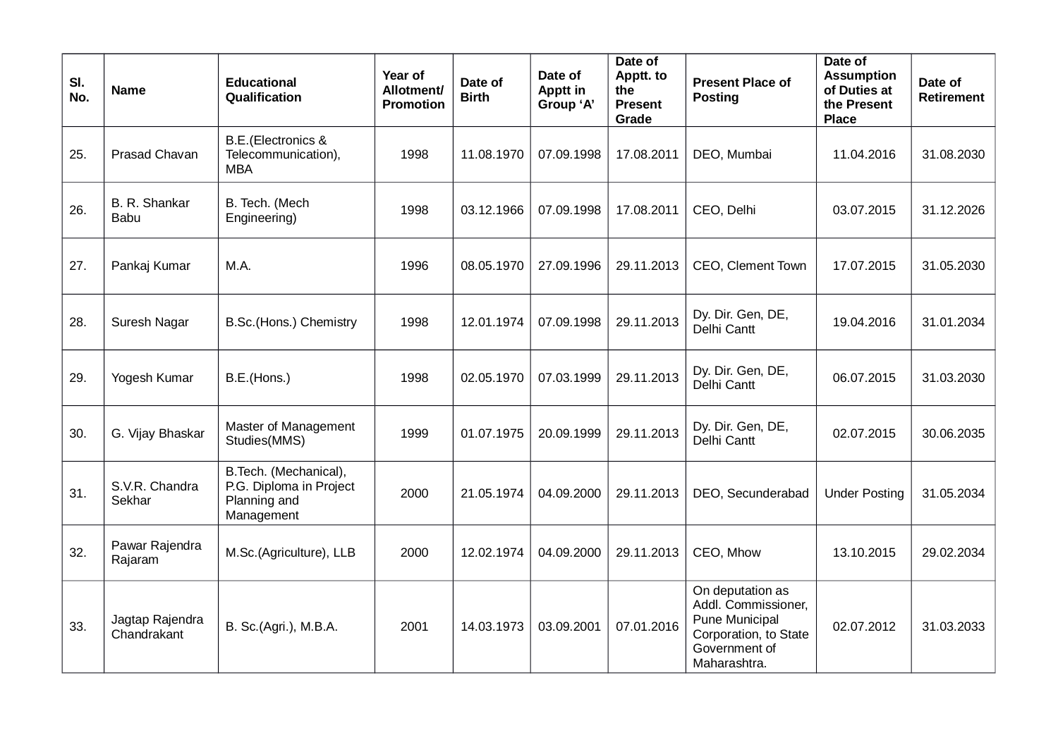| Sl. No. | Name | Educational Qualification | Year of Allotment/ Promotion | Date of Birth | Date of Apptt in Group 'A' | Date of Apptt. to the Present Grade | Present Place of Posting | Date of Assumption of Duties at the Present Place | Date of Retirement |
|---|---|---|---|---|---|---|---|---|---|
| 25. | Prasad Chavan | B.E.(Electronics & Telecommunication), MBA | 1998 | 11.08.1970 | 07.09.1998 | 17.08.2011 | DEO, Mumbai | 11.04.2016 | 31.08.2030 |
| 26. | B. R. Shankar Babu | B. Tech. (Mech Engineering) | 1998 | 03.12.1966 | 07.09.1998 | 17.08.2011 | CEO, Delhi | 03.07.2015 | 31.12.2026 |
| 27. | Pankaj Kumar | M.A. | 1996 | 08.05.1970 | 27.09.1996 | 29.11.2013 | CEO, Clement Town | 17.07.2015 | 31.05.2030 |
| 28. | Suresh Nagar | B.Sc.(Hons.) Chemistry | 1998 | 12.01.1974 | 07.09.1998 | 29.11.2013 | Dy. Dir. Gen, DE, Delhi Cantt | 19.04.2016 | 31.01.2034 |
| 29. | Yogesh Kumar | B.E.(Hons.) | 1998 | 02.05.1970 | 07.03.1999 | 29.11.2013 | Dy. Dir. Gen, DE, Delhi Cantt | 06.07.2015 | 31.03.2030 |
| 30. | G. Vijay Bhaskar | Master of Management Studies(MMS) | 1999 | 01.07.1975 | 20.09.1999 | 29.11.2013 | Dy. Dir. Gen, DE, Delhi Cantt | 02.07.2015 | 30.06.2035 |
| 31. | S.V.R. Chandra Sekhar | B.Tech. (Mechanical), P.G. Diploma in Project Planning and Management | 2000 | 21.05.1974 | 04.09.2000 | 29.11.2013 | DEO, Secunderabad | Under Posting | 31.05.2034 |
| 32. | Pawar Rajendra Rajaram | M.Sc.(Agriculture), LLB | 2000 | 12.02.1974 | 04.09.2000 | 29.11.2013 | CEO, Mhow | 13.10.2015 | 29.02.2034 |
| 33. | Jagtap Rajendra Chandrakant | B. Sc.(Agri.), M.B.A. | 2001 | 14.03.1973 | 03.09.2001 | 07.01.2016 | On deputation as Addl. Commissioner, Pune Municipal Corporation, to State Government of Maharashtra. | 02.07.2012 | 31.03.2033 |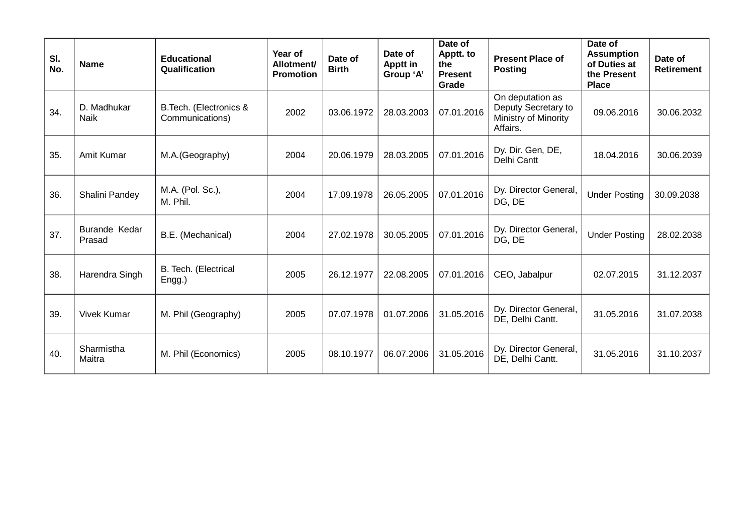| Sl. No. | Name | Educational Qualification | Year of Allotment/ Promotion | Date of Birth | Date of Apptt in Group 'A' | Date of Apptt. to the Present Grade | Present Place of Posting | Date of Assumption of Duties at the Present Place | Date of Retirement |
|---|---|---|---|---|---|---|---|---|---|
| 34. | D. Madhukar Naik | B.Tech. (Electronics & Communications) | 2002 | 03.06.1972 | 28.03.2003 | 07.01.2016 | On deputation as Deputy Secretary to Ministry of Minority Affairs. | 09.06.2016 | 30.06.2032 |
| 35. | Amit Kumar | M.A.(Geography) | 2004 | 20.06.1979 | 28.03.2005 | 07.01.2016 | Dy. Dir. Gen, DE, Delhi Cantt | 18.04.2016 | 30.06.2039 |
| 36. | Shalini Pandey | M.A. (Pol. Sc.), M. Phil. | 2004 | 17.09.1978 | 26.05.2005 | 07.01.2016 | Dy. Director General, DG, DE | Under Posting | 30.09.2038 |
| 37. | Burande Kedar Prasad | B.E. (Mechanical) | 2004 | 27.02.1978 | 30.05.2005 | 07.01.2016 | Dy. Director General, DG, DE | Under Posting | 28.02.2038 |
| 38. | Harendra Singh | B. Tech. (Electrical Engg.) | 2005 | 26.12.1977 | 22.08.2005 | 07.01.2016 | CEO, Jabalpur | 02.07.2015 | 31.12.2037 |
| 39. | Vivek Kumar | M. Phil (Geography) | 2005 | 07.07.1978 | 01.07.2006 | 31.05.2016 | Dy. Director General, DE, Delhi Cantt. | 31.05.2016 | 31.07.2038 |
| 40. | Sharmistha Maitra | M. Phil (Economics) | 2005 | 08.10.1977 | 06.07.2006 | 31.05.2016 | Dy. Director General, DE, Delhi Cantt. | 31.05.2016 | 31.10.2037 |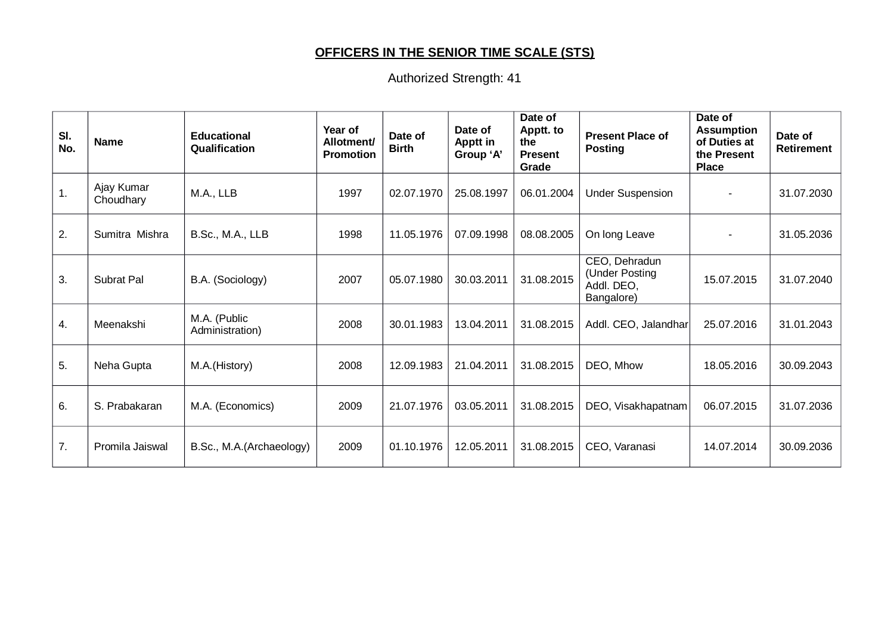## OFFICERS IN THE SENIOR TIME SCALE (STS)

Authorized Strength: 41

| Sl. No. | Name | Educational Qualification | Year of Allotment/ Promotion | Date of Birth | Date of Apptt in Group 'A' | Date of Apptt. to the Present Grade | Present Place of Posting | Date of Assumption of Duties at the Present Place | Date of Retirement |
|---|---|---|---|---|---|---|---|---|---|
| 1. | Ajay Kumar Choudhary | M.A., LLB | 1997 | 02.07.1970 | 25.08.1997 | 06.01.2004 | Under Suspension | - | 31.07.2030 |
| 2. | Sumitra Mishra | B.Sc., M.A., LLB | 1998 | 11.05.1976 | 07.09.1998 | 08.08.2005 | On long Leave | - | 31.05.2036 |
| 3. | Subrat Pal | B.A. (Sociology) | 2007 | 05.07.1980 | 30.03.2011 | 31.08.2015 | CEO, Dehradun (Under Posting Addl. DEO, Bangalore) | 15.07.2015 | 31.07.2040 |
| 4. | Meenakshi | M.A. (Public Administration) | 2008 | 30.01.1983 | 13.04.2011 | 31.08.2015 | Addl. CEO, Jalandhar | 25.07.2016 | 31.01.2043 |
| 5. | Neha Gupta | M.A.(History) | 2008 | 12.09.1983 | 21.04.2011 | 31.08.2015 | DEO, Mhow | 18.05.2016 | 30.09.2043 |
| 6. | S. Prabakaran | M.A. (Economics) | 2009 | 21.07.1976 | 03.05.2011 | 31.08.2015 | DEO, Visakhapatnam | 06.07.2015 | 31.07.2036 |
| 7. | Promila Jaiswal | B.Sc., M.A.(Archaeology) | 2009 | 01.10.1976 | 12.05.2011 | 31.08.2015 | CEO, Varanasi | 14.07.2014 | 30.09.2036 |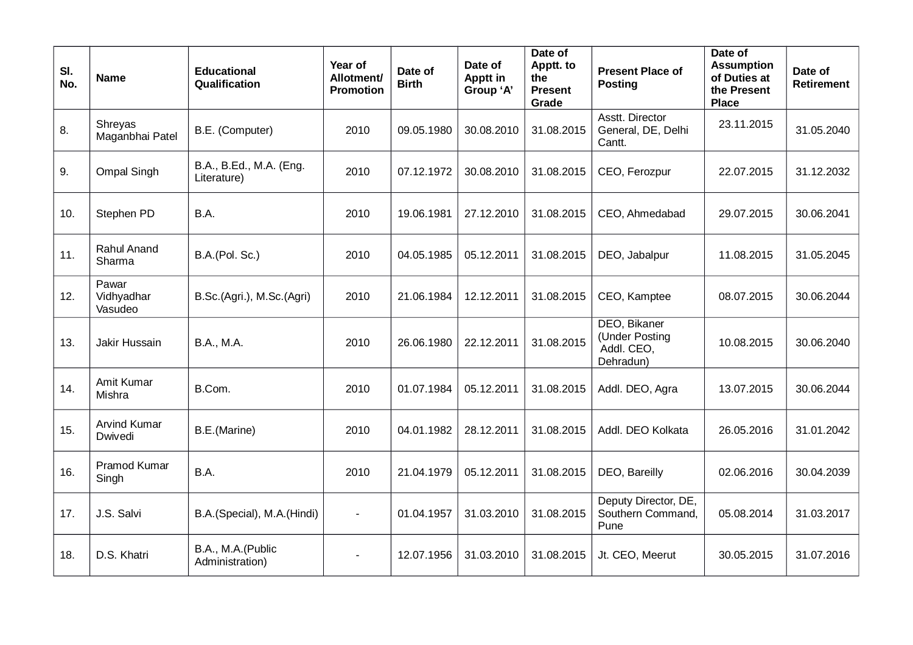| Sl. No. | Name | Educational Qualification | Year of Allotment/ Promotion | Date of Birth | Date of Apptt in Group 'A' | Date of Apptt. to the Present Grade | Present Place of Posting | Date of Assumption of Duties at the Present Place | Date of Retirement |
|---|---|---|---|---|---|---|---|---|---|
| 8. | Shreyas Maganbhai Patel | B.E. (Computer) | 2010 | 09.05.1980 | 30.08.2010 | 31.08.2015 | Asstt. Director General, DE, Delhi Cantt. | 23.11.2015 | 31.05.2040 |
| 9. | Ompal Singh | B.A., B.Ed., M.A. (Eng. Literature) | 2010 | 07.12.1972 | 30.08.2010 | 31.08.2015 | CEO, Ferozpur | 22.07.2015 | 31.12.2032 |
| 10. | Stephen PD | B.A. | 2010 | 19.06.1981 | 27.12.2010 | 31.08.2015 | CEO, Ahmedabad | 29.07.2015 | 30.06.2041 |
| 11. | Rahul Anand Sharma | B.A.(Pol. Sc.) | 2010 | 04.05.1985 | 05.12.2011 | 31.08.2015 | DEO, Jabalpur | 11.08.2015 | 31.05.2045 |
| 12. | Pawar Vidhyadhar Vasudeo | B.Sc.(Agri.), M.Sc.(Agri) | 2010 | 21.06.1984 | 12.12.2011 | 31.08.2015 | CEO, Kamptee | 08.07.2015 | 30.06.2044 |
| 13. | Jakir Hussain | B.A., M.A. | 2010 | 26.06.1980 | 22.12.2011 | 31.08.2015 | DEO, Bikaner (Under Posting Addl. CEO, Dehradun) | 10.08.2015 | 30.06.2040 |
| 14. | Amit Kumar Mishra | B.Com. | 2010 | 01.07.1984 | 05.12.2011 | 31.08.2015 | Addl. DEO, Agra | 13.07.2015 | 30.06.2044 |
| 15. | Arvind Kumar Dwivedi | B.E.(Marine) | 2010 | 04.01.1982 | 28.12.2011 | 31.08.2015 | Addl. DEO Kolkata | 26.05.2016 | 31.01.2042 |
| 16. | Pramod Kumar Singh | B.A. | 2010 | 21.04.1979 | 05.12.2011 | 31.08.2015 | DEO, Bareilly | 02.06.2016 | 30.04.2039 |
| 17. | J.S. Salvi | B.A.(Special), M.A.(Hindi) | - | 01.04.1957 | 31.03.2010 | 31.08.2015 | Deputy Director, DE, Southern Command, Pune | 05.08.2014 | 31.03.2017 |
| 18. | D.S. Khatri | B.A., M.A.(Public Administration) | - | 12.07.1956 | 31.03.2010 | 31.08.2015 | Jt. CEO, Meerut | 30.05.2015 | 31.07.2016 |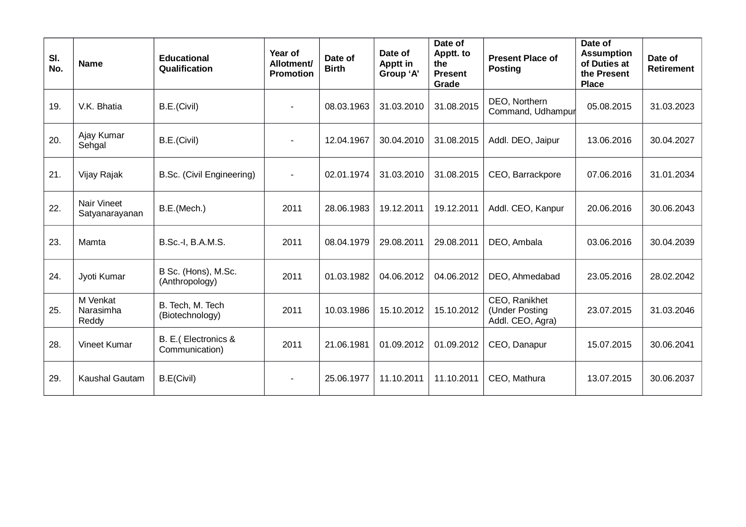| Sl. No. | Name | Educational Qualification | Year of Allotment/ Promotion | Date of Birth | Date of Apptt in Group 'A' | Date of Apptt. to the Present Grade | Present Place of Posting | Date of Assumption of Duties at the Present Place | Date of Retirement |
|---|---|---|---|---|---|---|---|---|---|
| 19. | V.K. Bhatia | B.E.(Civil) | - | 08.03.1963 | 31.03.2010 | 31.08.2015 | DEO, Northern Command, Udhampur | 05.08.2015 | 31.03.2023 |
| 20. | Ajay Kumar Sehgal | B.E.(Civil) | - | 12.04.1967 | 30.04.2010 | 31.08.2015 | Addl. DEO, Jaipur | 13.06.2016 | 30.04.2027 |
| 21. | Vijay Rajak | B.Sc. (Civil Engineering) | - | 02.01.1974 | 31.03.2010 | 31.08.2015 | CEO, Barrackpore | 07.06.2016 | 31.01.2034 |
| 22. | Nair Vineet Satyanarayanan | B.E.(Mech.) | 2011 | 28.06.1983 | 19.12.2011 | 19.12.2011 | Addl. CEO, Kanpur | 20.06.2016 | 30.06.2043 |
| 23. | Mamta | B.Sc.-I, B.A.M.S. | 2011 | 08.04.1979 | 29.08.2011 | 29.08.2011 | DEO, Ambala | 03.06.2016 | 30.04.2039 |
| 24. | Jyoti Kumar | B Sc. (Hons), M.Sc. (Anthropology) | 2011 | 01.03.1982 | 04.06.2012 | 04.06.2012 | DEO, Ahmedabad | 23.05.2016 | 28.02.2042 |
| 25. | M Venkat Narasimha Reddy | B. Tech, M. Tech (Biotechnology) | 2011 | 10.03.1986 | 15.10.2012 | 15.10.2012 | CEO, Ranikhet (Under Posting Addl. CEO, Agra) | 23.07.2015 | 31.03.2046 |
| 28. | Vineet Kumar | B. E.( Electronics & Communication) | 2011 | 21.06.1981 | 01.09.2012 | 01.09.2012 | CEO, Danapur | 15.07.2015 | 30.06.2041 |
| 29. | Kaushal Gautam | B.E(Civil) | - | 25.06.1977 | 11.10.2011 | 11.10.2011 | CEO, Mathura | 13.07.2015 | 30.06.2037 |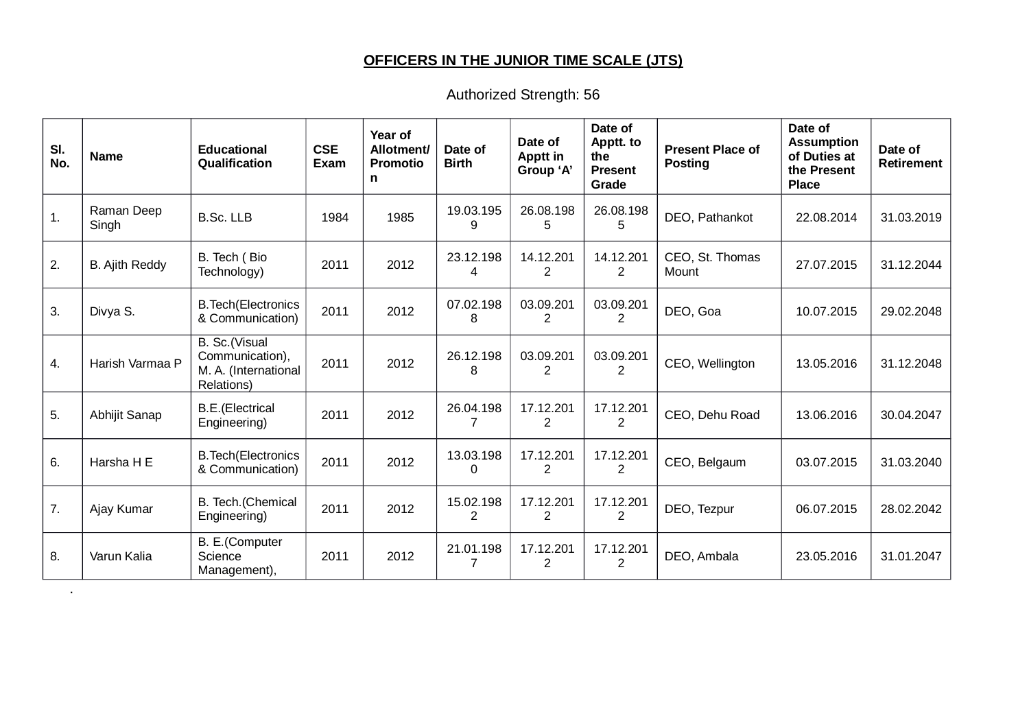## OFFICERS IN THE JUNIOR TIME SCALE (JTS)

Authorized Strength: 56

| Sl. No. | Name | Educational Qualification | CSE Exam | Year of Allotment/ Promotion | Date of Birth | Date of Apptt in Group 'A' | Date of Apptt. to the Present Grade | Present Place of Posting | Date of Assumption of Duties at the Present Place | Date of Retirement |
|---|---|---|---|---|---|---|---|---|---|---|
| 1. | Raman Deep Singh | B.Sc. LLB | 1984 | 1985 | 19.03.1959 | 26.08.1985 | 26.08.1985 | DEO, Pathankot | 22.08.2014 | 31.03.2019 |
| 2. | B. Ajith Reddy | B. Tech ( Bio Technology) | 2011 | 2012 | 23.12.1984 | 14.12.2012 | 14.12.2012 | CEO, St. Thomas Mount | 27.07.2015 | 31.12.2044 |
| 3. | Divya S. | B.Tech(Electronics & Communication) | 2011 | 2012 | 07.02.1988 | 03.09.2012 | 03.09.2012 | DEO, Goa | 10.07.2015 | 29.02.2048 |
| 4. | Harish Varmaa P | B. Sc.(Visual Communication), M. A. (International Relations) | 2011 | 2012 | 26.12.1988 | 03.09.2012 | 03.09.2012 | CEO, Wellington | 13.05.2016 | 31.12.2048 |
| 5. | Abhijit Sanap | B.E.(Electrical Engineering) | 2011 | 2012 | 26.04.1987 | 17.12.2012 | 17.12.2012 | CEO, Dehu Road | 13.06.2016 | 30.04.2047 |
| 6. | Harsha H E | B.Tech(Electronics & Communication) | 2011 | 2012 | 13.03.1980 | 17.12.2012 | 17.12.2012 | CEO, Belgaum | 03.07.2015 | 31.03.2040 |
| 7. | Ajay Kumar | B. Tech.(Chemical Engineering) | 2011 | 2012 | 15.02.1982 | 17.12.2012 | 17.12.2012 | DEO, Tezpur | 06.07.2015 | 28.02.2042 |
| 8. | Varun Kalia | B. E.(Computer Science Management), | 2011 | 2012 | 21.01.1987 | 17.12.2012 | 17.12.2012 | DEO, Ambala | 23.05.2016 | 31.01.2047 |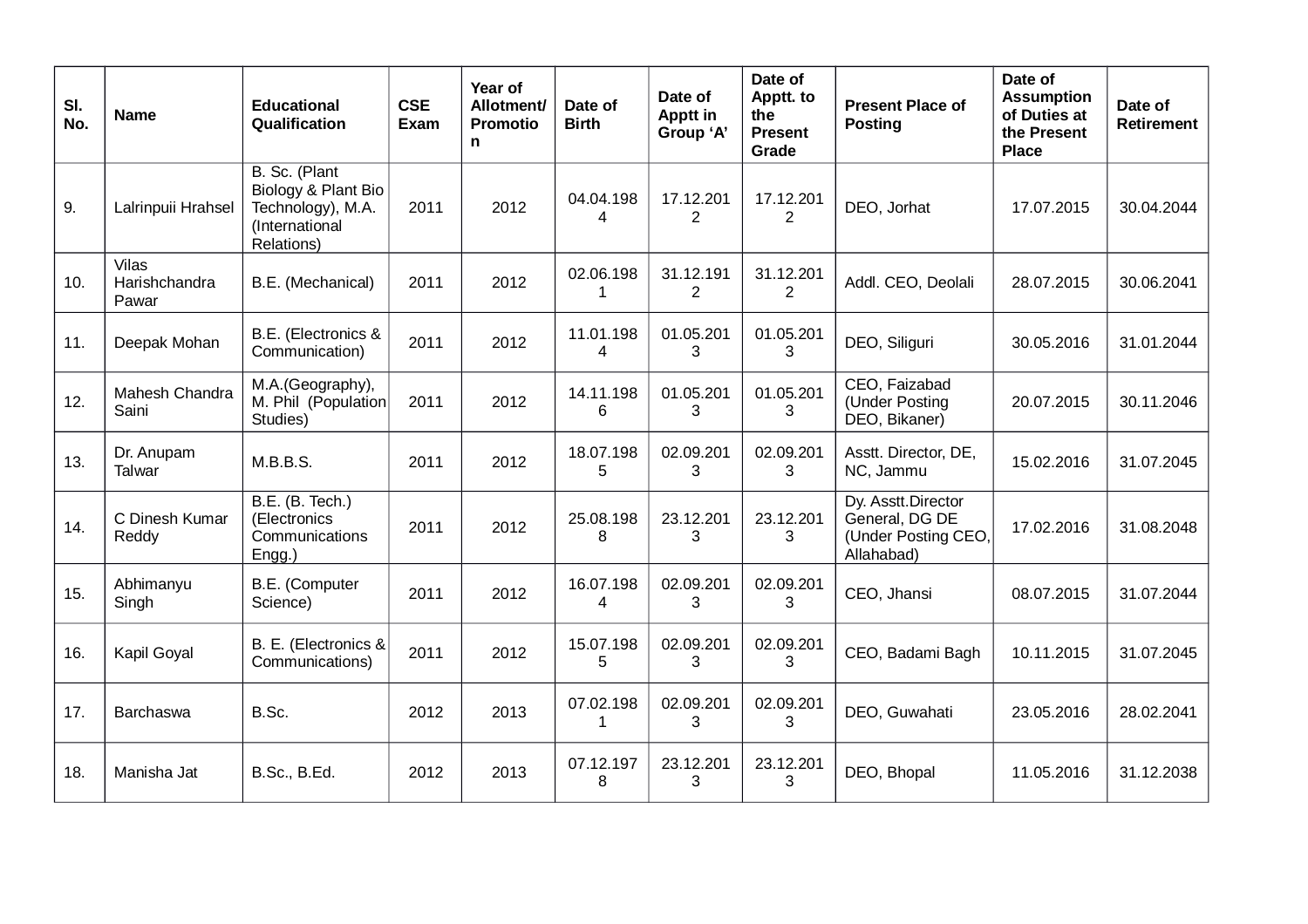| Sl. No. | Name | Educational Qualification | CSE Exam | Year of Allotment/ Promotion | Date of Birth | Date of Apptt in Group 'A' | Date of Apptt. to the Present Grade | Present Place of Posting | Date of Assumption of Duties at the Present Place | Date of Retirement |
|---|---|---|---|---|---|---|---|---|---|---|
| 9. | Lalrinpuii Hrahsel | B. Sc. (Plant Biology & Plant Bio Technology), M.A. (International Relations) | 2011 | 2012 | 04.04.1984 | 17.12.2012 | 17.12.2012 | DEO, Jorhat | 17.07.2015 | 30.04.2044 |
| 10. | Vilas Harishchandra Pawar | B.E. (Mechanical) | 2011 | 2012 | 02.06.1981 | 31.12.1912 | 31.12.2012 | Addl. CEO, Deolali | 28.07.2015 | 30.06.2041 |
| 11. | Deepak Mohan | B.E. (Electronics & Communication) | 2011 | 2012 | 11.01.1984 | 01.05.2013 | 01.05.2013 | DEO, Siliguri | 30.05.2016 | 31.01.2044 |
| 12. | Mahesh Chandra Saini | M.A.(Geography), M. Phil (Population Studies) | 2011 | 2012 | 14.11.1986 | 01.05.2013 | 01.05.2013 | CEO, Faizabad (Under Posting DEO, Bikaner) | 20.07.2015 | 30.11.2046 |
| 13. | Dr. Anupam Talwar | M.B.B.S. | 2011 | 2012 | 18.07.1985 | 02.09.2013 | 02.09.2013 | Asstt. Director, DE, NC, Jammu | 15.02.2016 | 31.07.2045 |
| 14. | C Dinesh Kumar Reddy | B.E. (B. Tech.) (Electronics Communications Engg.) | 2011 | 2012 | 25.08.1988 | 23.12.2013 | 23.12.2013 | Dy. Asstt.Director General, DG DE (Under Posting CEO, Allahabad) | 17.02.2016 | 31.08.2048 |
| 15. | Abhimanyu Singh | B.E. (Computer Science) | 2011 | 2012 | 16.07.1984 | 02.09.2013 | 02.09.2013 | CEO, Jhansi | 08.07.2015 | 31.07.2044 |
| 16. | Kapil Goyal | B. E. (Electronics & Communications) | 2011 | 2012 | 15.07.1985 | 02.09.2013 | 02.09.2013 | CEO, Badami Bagh | 10.11.2015 | 31.07.2045 |
| 17. | Barchaswa | B.Sc. | 2012 | 2013 | 07.02.1981 | 02.09.2013 | 02.09.2013 | DEO, Guwahati | 23.05.2016 | 28.02.2041 |
| 18. | Manisha Jat | B.Sc., B.Ed. | 2012 | 2013 | 07.12.1978 | 23.12.2013 | 23.12.2013 | DEO, Bhopal | 11.05.2016 | 31.12.2038 |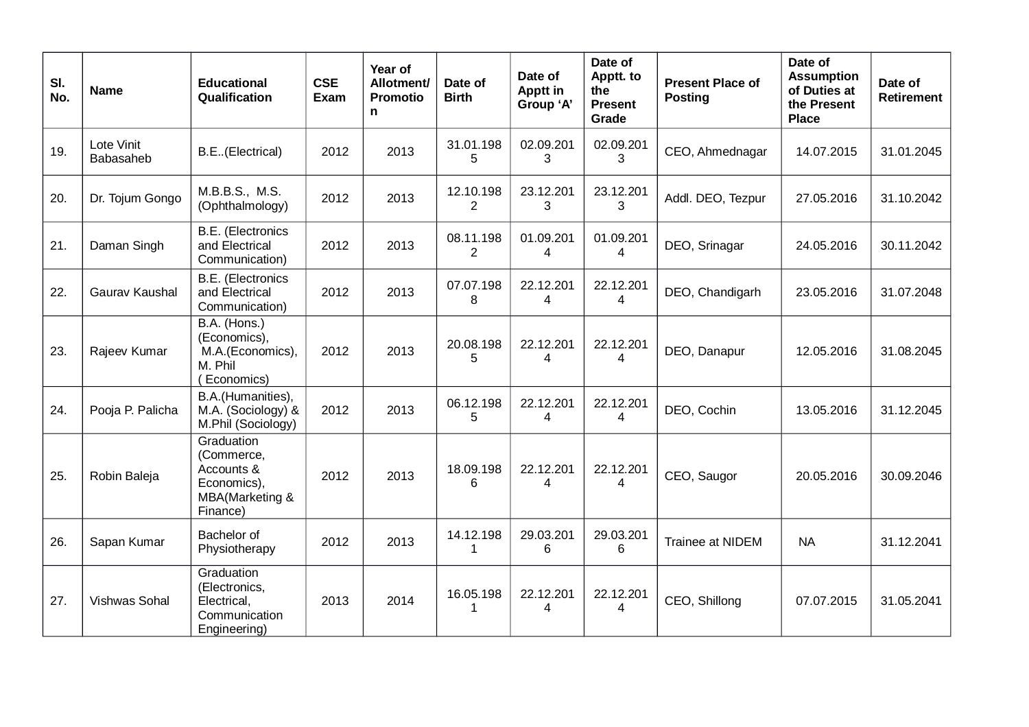| Sl. No. | Name | Educational Qualification | CSE Exam | Year of Allotment/ Promotion | Date of Birth | Date of Apptt in Group 'A' | Date of Apptt. to the Present Grade | Present Place of Posting | Date of Assumption of Duties at the Present Place | Date of Retirement |
|---|---|---|---|---|---|---|---|---|---|---|
| 19. | Lote Vinit Babasaheb | B.E..(Electrical) | 2012 | 2013 | 31.01.1985 | 02.09.2013 | 02.09.2013 | CEO, Ahmednagar | 14.07.2015 | 31.01.2045 |
| 20. | Dr. Tojum Gongo | M.B.B.S., M.S. (Ophthalmology) | 2012 | 2013 | 12.10.1982 | 23.12.2013 | 23.12.2013 | Addl. DEO, Tezpur | 27.05.2016 | 31.10.2042 |
| 21. | Daman Singh | B.E. (Electronics and Electrical Communication) | 2012 | 2013 | 08.11.1982 | 01.09.2014 | 01.09.2014 | DEO, Srinagar | 24.05.2016 | 30.11.2042 |
| 22. | Gaurav Kaushal | B.E. (Electronics and Electrical Communication) | 2012 | 2013 | 07.07.1988 | 22.12.2014 | 22.12.2014 | DEO, Chandigarh | 23.05.2016 | 31.07.2048 |
| 23. | Rajeev Kumar | B.A. (Hons.) (Economics), M.A.(Economics), M. Phil ( Economics) | 2012 | 2013 | 20.08.1985 | 22.12.2014 | 22.12.2014 | DEO, Danapur | 12.05.2016 | 31.08.2045 |
| 24. | Pooja P. Palicha | B.A.(Humanities), M.A. (Sociology) & M.Phil (Sociology) | 2012 | 2013 | 06.12.1985 | 22.12.2014 | 22.12.2014 | DEO, Cochin | 13.05.2016 | 31.12.2045 |
| 25. | Robin Baleja | Graduation (Commerce, Accounts & Economics), MBA(Marketing & Finance) | 2012 | 2013 | 18.09.1986 | 22.12.2014 | 22.12.2014 | CEO, Saugor | 20.05.2016 | 30.09.2046 |
| 26. | Sapan Kumar | Bachelor of Physiotherapy | 2012 | 2013 | 14.12.1981 | 29.03.2016 | 29.03.2016 | Trainee at NIDEM | NA | 31.12.2041 |
| 27. | Vishwas Sohal | Graduation (Electronics, Electrical, Communication Engineering) | 2013 | 2014 | 16.05.1981 | 22.12.2014 | 22.12.2014 | CEO, Shillong | 07.07.2015 | 31.05.2041 |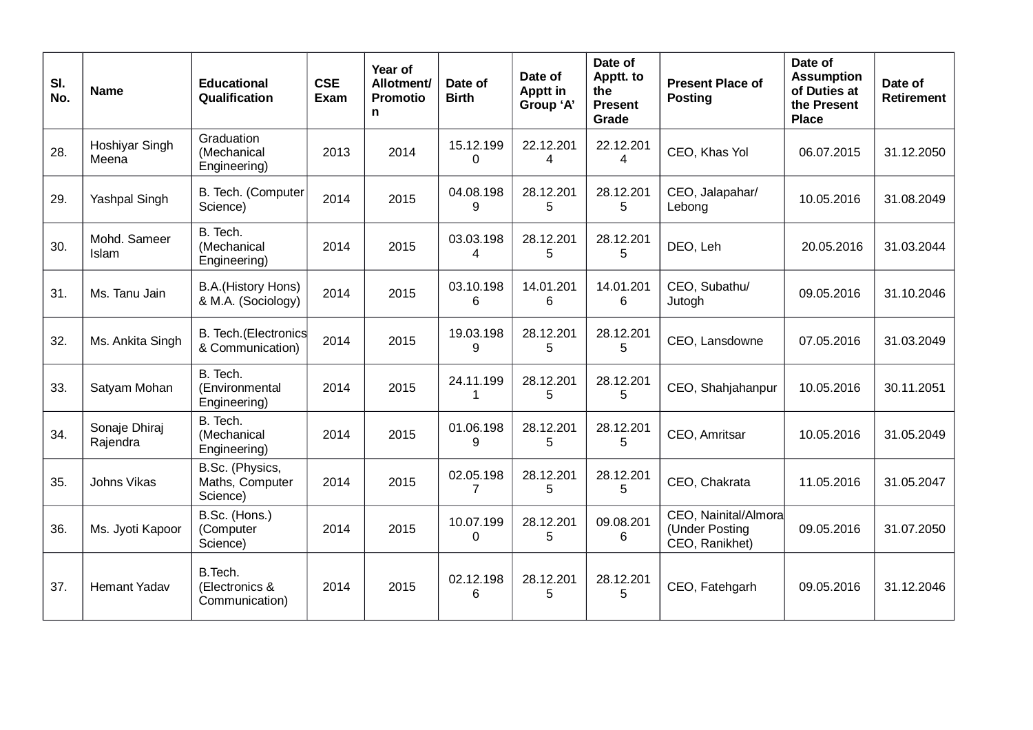| Sl. No. | Name | Educational Qualification | CSE Exam | Year of Allotment/ Promotion | Date of Birth | Date of Apptt in Group 'A' | Date of Apptt. to the Present Grade | Present Place of Posting | Date of Assumption of Duties at the Present Place | Date of Retirement |
|---|---|---|---|---|---|---|---|---|---|---|
| 28. | Hoshiyar Singh Meena | Graduation (Mechanical Engineering) | 2013 | 2014 | 15.12.1990 | 22.12.2014 | 22.12.2014 | CEO, Khas Yol | 06.07.2015 | 31.12.2050 |
| 29. | Yashpal Singh | B. Tech. (Computer Science) | 2014 | 2015 | 04.08.1989 | 28.12.2015 | 28.12.2015 | CEO, Jalapahar/ Lebong | 10.05.2016 | 31.08.2049 |
| 30. | Mohd. Sameer Islam | B. Tech. (Mechanical Engineering) | 2014 | 2015 | 03.03.1984 | 28.12.2015 | 28.12.2015 | DEO, Leh | 20.05.2016 | 31.03.2044 |
| 31. | Ms. Tanu Jain | B.A.(History Hons) & M.A. (Sociology) | 2014 | 2015 | 03.10.1986 | 14.01.2016 | 14.01.2016 | CEO, Subathu/ Jutogh | 09.05.2016 | 31.10.2046 |
| 32. | Ms. Ankita Singh | B. Tech.(Electronics & Communication) | 2014 | 2015 | 19.03.1989 | 28.12.2015 | 28.12.2015 | CEO, Lansdowne | 07.05.2016 | 31.03.2049 |
| 33. | Satyam Mohan | B. Tech. (Environmental Engineering) | 2014 | 2015 | 24.11.1991 | 28.12.2015 | 28.12.2015 | CEO, Shahjahanpur | 10.05.2016 | 30.11.2051 |
| 34. | Sonaje Dhiraj Rajendra | B. Tech. (Mechanical Engineering) | 2014 | 2015 | 01.06.1989 | 28.12.2015 | 28.12.2015 | CEO, Amritsar | 10.05.2016 | 31.05.2049 |
| 35. | Johns Vikas | B.Sc. (Physics, Maths, Computer Science) | 2014 | 2015 | 02.05.1987 | 28.12.2015 | 28.12.2015 | CEO, Chakrata | 11.05.2016 | 31.05.2047 |
| 36. | Ms. Jyoti Kapoor | B.Sc. (Hons.) (Computer Science) | 2014 | 2015 | 10.07.1990 | 28.12.2015 | 09.08.2016 | CEO, Nainital/Almora (Under Posting CEO, Ranikhet) | 09.05.2016 | 31.07.2050 |
| 37. | Hemant Yadav | B.Tech. (Electronics & Communication) | 2014 | 2015 | 02.12.1986 | 28.12.2015 | 28.12.2015 | CEO, Fatehgarh | 09.05.2016 | 31.12.2046 |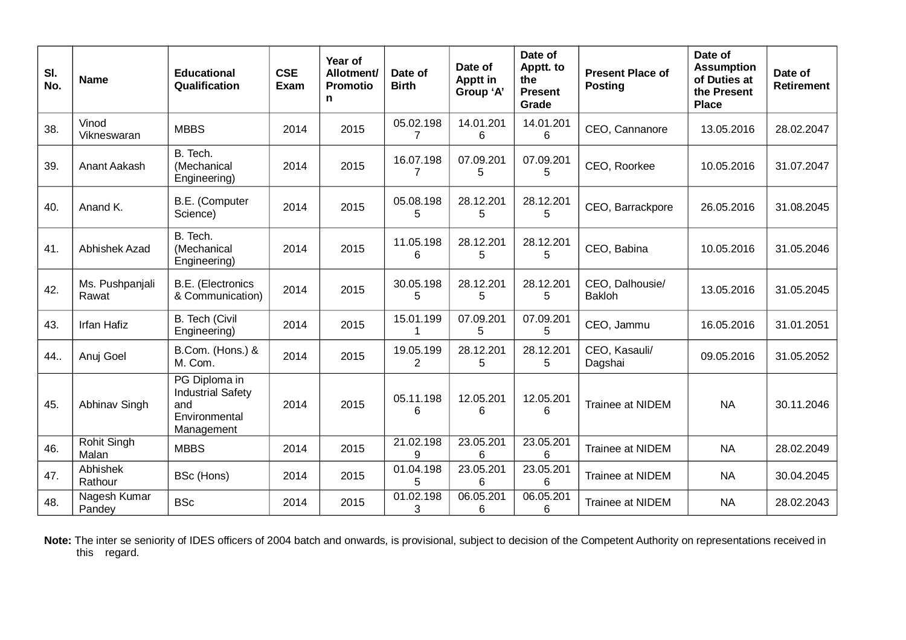| Sl. No. | Name | Educational Qualification | CSE Exam | Year of Allotment/ Promotion | Date of Birth | Date of Apptt in Group 'A' | Date of Apptt. to the Present Grade | Present Place of Posting | Date of Assumption of Duties at the Present Place | Date of Retirement |
|---|---|---|---|---|---|---|---|---|---|---|
| 38. | Vinod Vikneswaran | MBBS | 2014 | 2015 | 05.02.1987 | 14.01.2016 | 14.01.2016 | CEO, Cannanore | 13.05.2016 | 28.02.2047 |
| 39. | Anant Aakash | B. Tech. (Mechanical Engineering) | 2014 | 2015 | 16.07.1987 | 07.09.2015 | 07.09.2015 | CEO, Roorkee | 10.05.2016 | 31.07.2047 |
| 40. | Anand K. | B.E. (Computer Science) | 2014 | 2015 | 05.08.1985 | 28.12.2015 | 28.12.2015 | CEO, Barrackpore | 26.05.2016 | 31.08.2045 |
| 41. | Abhishek Azad | B. Tech. (Mechanical Engineering) | 2014 | 2015 | 11.05.1986 | 28.12.2015 | 28.12.2015 | CEO, Babina | 10.05.2016 | 31.05.2046 |
| 42. | Ms. Pushpanjali Rawat | B.E. (Electronics & Communication) | 2014 | 2015 | 30.05.1985 | 28.12.2015 | 28.12.2015 | CEO, Dalhousie/ Bakloh | 13.05.2016 | 31.05.2045 |
| 43. | Irfan Hafiz | B. Tech (Civil Engineering) | 2014 | 2015 | 15.01.1991 | 07.09.2015 | 07.09.2015 | CEO, Jammu | 16.05.2016 | 31.01.2051 |
| 44.. | Anuj Goel | B.Com. (Hons.) & M. Com. | 2014 | 2015 | 19.05.1992 | 28.12.2015 | 28.12.2015 | CEO, Kasauli/ Dagshai | 09.05.2016 | 31.05.2052 |
| 45. | Abhinav Singh | PG Diploma in Industrial Safety and Environmental Management | 2014 | 2015 | 05.11.1986 | 12.05.2016 | 12.05.2016 | Trainee at NIDEM | NA | 30.11.2046 |
| 46. | Rohit Singh Malan | MBBS | 2014 | 2015 | 21.02.1989 | 23.05.2016 | 23.05.2016 | Trainee at NIDEM | NA | 28.02.2049 |
| 47. | Abhishek Rathour | BSc (Hons) | 2014 | 2015 | 01.04.1985 | 23.05.2016 | 23.05.2016 | Trainee at NIDEM | NA | 30.04.2045 |
| 48. | Nagesh Kumar Pandey | BSc | 2014 | 2015 | 01.02.1983 | 06.05.2016 | 06.05.2016 | Trainee at NIDEM | NA | 28.02.2043 |

**Note:** The inter se seniority of IDES officers of 2004 batch and onwards, is provisional, subject to decision of the Competent Authority on representations received in this regard.